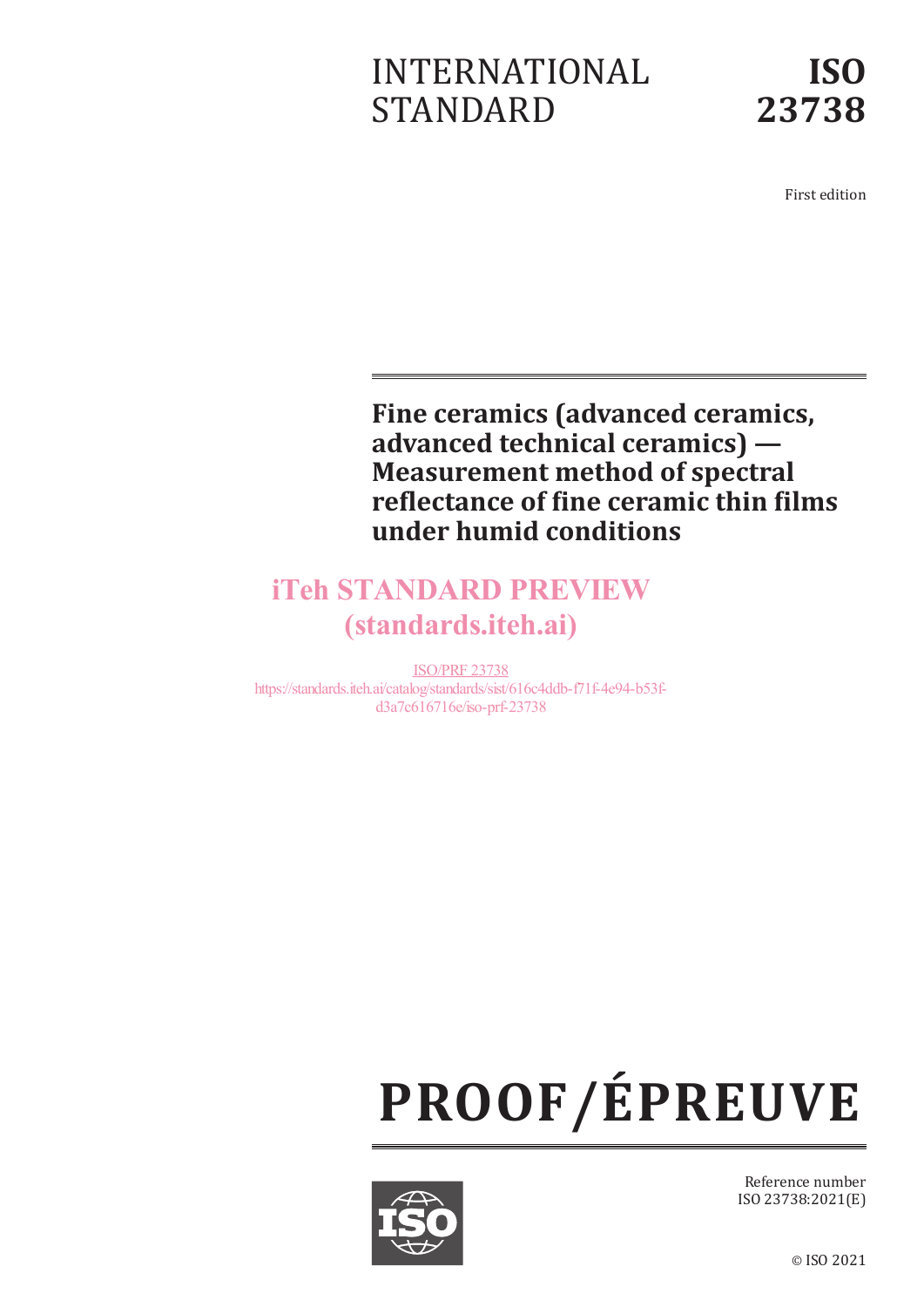INTERNATIONAL STANDARD

**ISO 23738**

First edition

# Fine ceramics (advanced ceramics, advanced technical ceramics) — Measurement method of spectral reflectance of fine ceramic thin films under humid conditions

iTeh STANDARD PREVIEW
(standards.iteh.ai)

ISO/PRF 23738
https://standards.iteh.ai/catalog/standards/sist/616c4ddb-f71f-4e94-b53f-d3a7c616716e/iso-prf-23738

**PROOF/ÉPREUVE**

Reference number
ISO 23738:2021(E)

© ISO 2021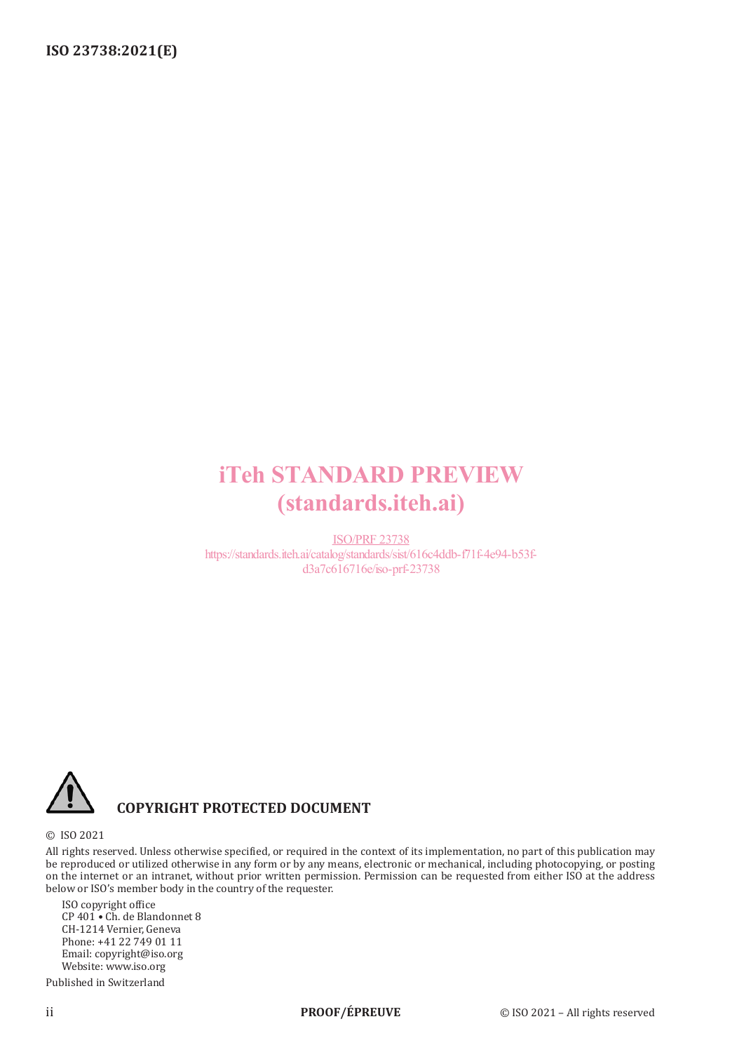iTeh STANDARD PREVIEW
(standards.iteh.ai)

ISO/PRF 23738
https://standards.iteh.ai/catalog/standards/sist/616c4ddb-f71f-4e94-b53f-d3a7c616716e/iso-prf-23738

**COPYRIGHT PROTECTED DOCUMENT**

© ISO 2021

All rights reserved. Unless otherwise specified, or required in the context of its implementation, no part of this publication may be reproduced or utilized otherwise in any form or by any means, electronic or mechanical, including photocopying, or posting on the internet or an intranet, without prior written permission. Permission can be requested from either ISO at the address below or ISO's member body in the country of the requester.

ISO copyright office
CP 401 • Ch. de Blandonnet 8
CH-1214 Vernier, Geneva
Phone: +41 22 749 01 11
Email: copyright@iso.org
Website: www.iso.org

Published in Switzerland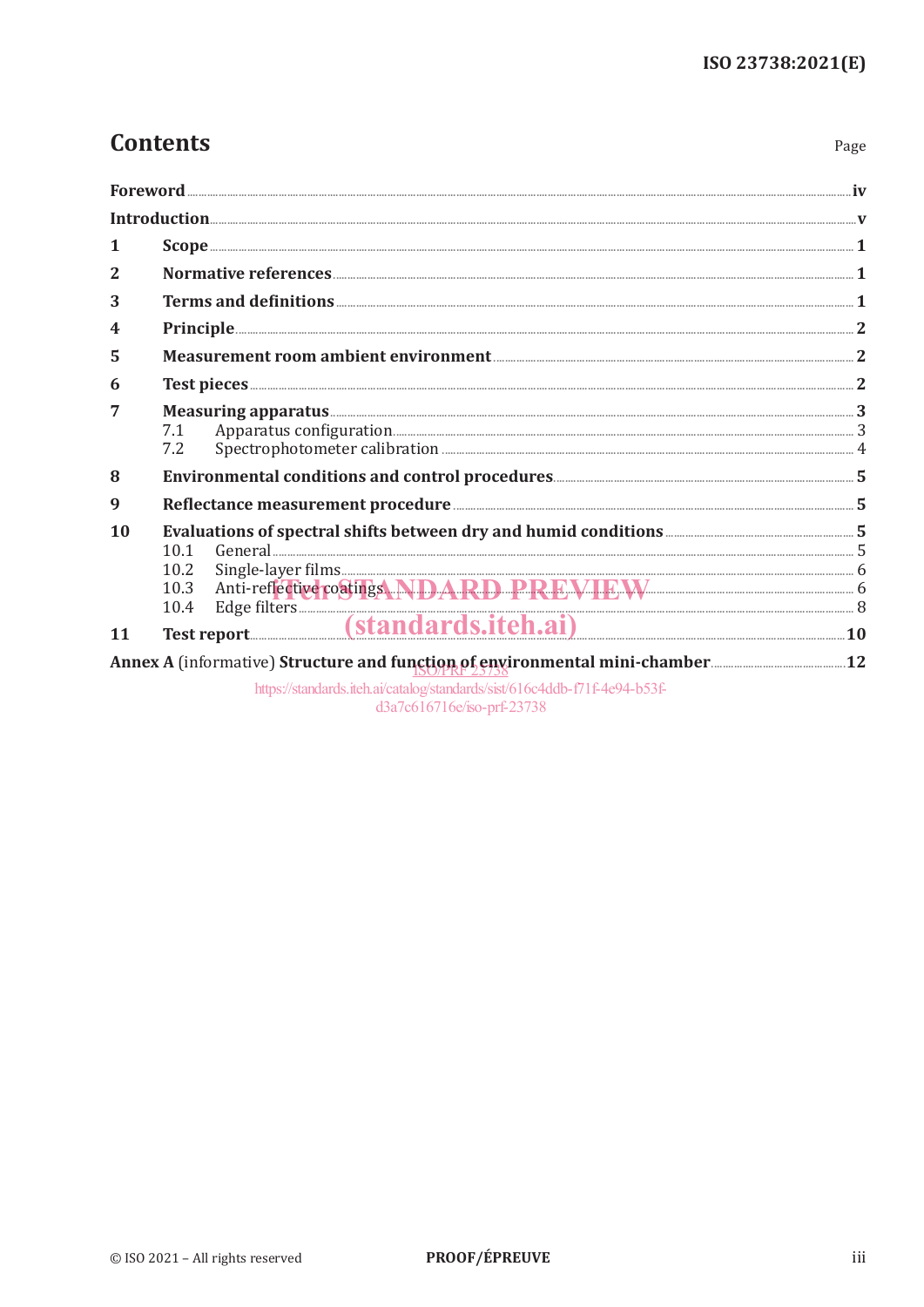# Contents

Page

| | | |
|---|---|---|
| **Foreword** | | **iv** |
| **Introduction** | | **v** |
| **1** | **Scope** | **1** |
| **2** | **Normative references** | **1** |
| **3** | **Terms and definitions** | **1** |
| **4** | **Principle** | **2** |
| **5** | **Measurement room ambient environment** | **2** |
| **6** | **Test pieces** | **2** |
| **7** | **Measuring apparatus** | **3** |
| | 7.1 Apparatus configuration | 3 |
| | 7.2 Spectrophotometer calibration | 4 |
| **8** | **Environmental conditions and control procedures** | **5** |
| **9** | **Reflectance measurement procedure** | **5** |
| **10** | **Evaluations of spectral shifts between dry and humid conditions** | **5** |
| | 10.1 General | 5 |
| | 10.2 Single-layer films | 6 |
| | 10.3 Anti-reflective coatings | 6 |
| | 10.4 Edge filters | 8 |
| **11** | **Test report** | **10** |
| **Annex A** (informative) **Structure and function of environmental mini-chamber** | | **12** |

iTeh STANDARD PREVIEW
(standards.iteh.ai)
ISO/PRF 23738
https://standards.iteh.ai/catalog/standards/sist/616c4ddb-f71f-4e94-b53f-d3a7c616716e/iso-prf-23738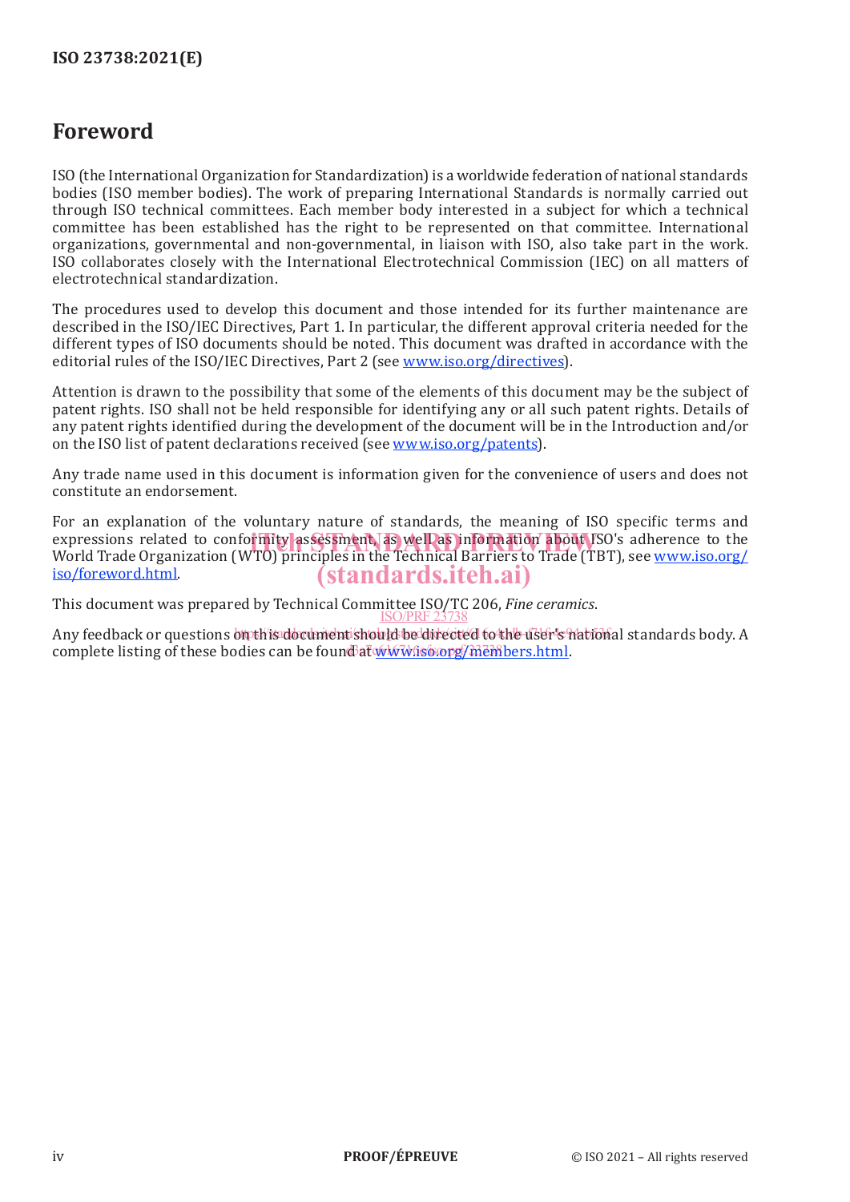# Foreword

ISO (the International Organization for Standardization) is a worldwide federation of national standards bodies (ISO member bodies). The work of preparing International Standards is normally carried out through ISO technical committees. Each member body interested in a subject for which a technical committee has been established has the right to be represented on that committee. International organizations, governmental and non-governmental, in liaison with ISO, also take part in the work. ISO collaborates closely with the International Electrotechnical Commission (IEC) on all matters of electrotechnical standardization.

The procedures used to develop this document and those intended for its further maintenance are described in the ISO/IEC Directives, Part 1. In particular, the different approval criteria needed for the different types of ISO documents should be noted. This document was drafted in accordance with the editorial rules of the ISO/IEC Directives, Part 2 (see www.iso.org/directives).

Attention is drawn to the possibility that some of the elements of this document may be the subject of patent rights. ISO shall not be held responsible for identifying any or all such patent rights. Details of any patent rights identified during the development of the document will be in the Introduction and/or on the ISO list of patent declarations received (see www.iso.org/patents).

Any trade name used in this document is information given for the convenience of users and does not constitute an endorsement.

For an explanation of the voluntary nature of standards, the meaning of ISO specific terms and expressions related to conformity assessment, as well as information about ISO's adherence to the World Trade Organization (WTO) principles in the Technical Barriers to Trade (TBT), see www.iso.org/iso/foreword.html.

This document was prepared by Technical Committee ISO/TC 206, *Fine ceramics*.

Any feedback or questions on this document should be directed to the user's national standards body. A complete listing of these bodies can be found at www.iso.org/members.html.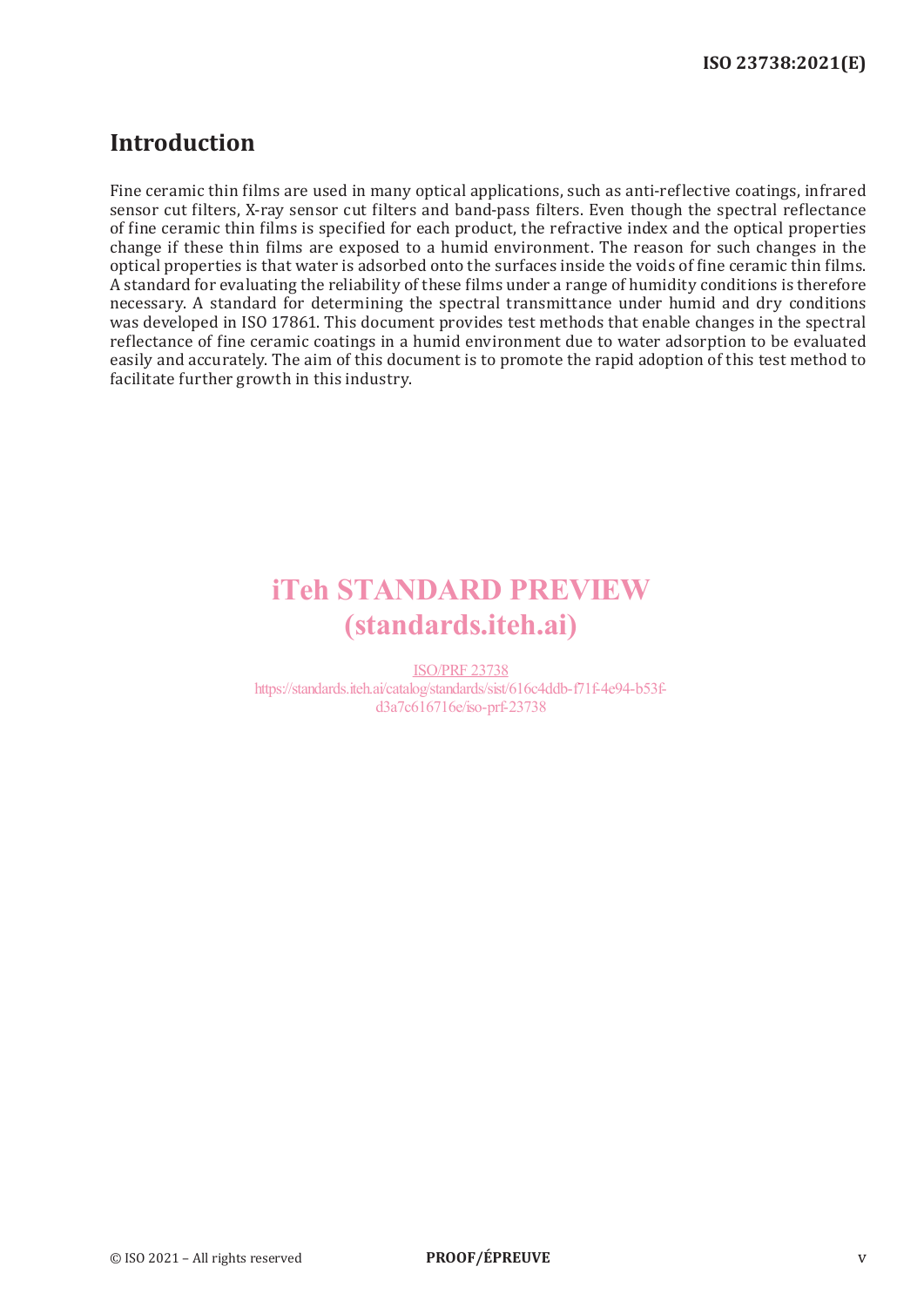# Introduction

Fine ceramic thin films are used in many optical applications, such as anti-reflective coatings, infrared sensor cut filters, X-ray sensor cut filters and band-pass filters. Even though the spectral reflectance of fine ceramic thin films is specified for each product, the refractive index and the optical properties change if these thin films are exposed to a humid environment. The reason for such changes in the optical properties is that water is adsorbed onto the surfaces inside the voids of fine ceramic thin films. A standard for evaluating the reliability of these films under a range of humidity conditions is therefore necessary. A standard for determining the spectral transmittance under humid and dry conditions was developed in ISO 17861. This document provides test methods that enable changes in the spectral reflectance of fine ceramic coatings in a humid environment due to water adsorption to be evaluated easily and accurately. The aim of this document is to promote the rapid adoption of this test method to facilitate further growth in this industry.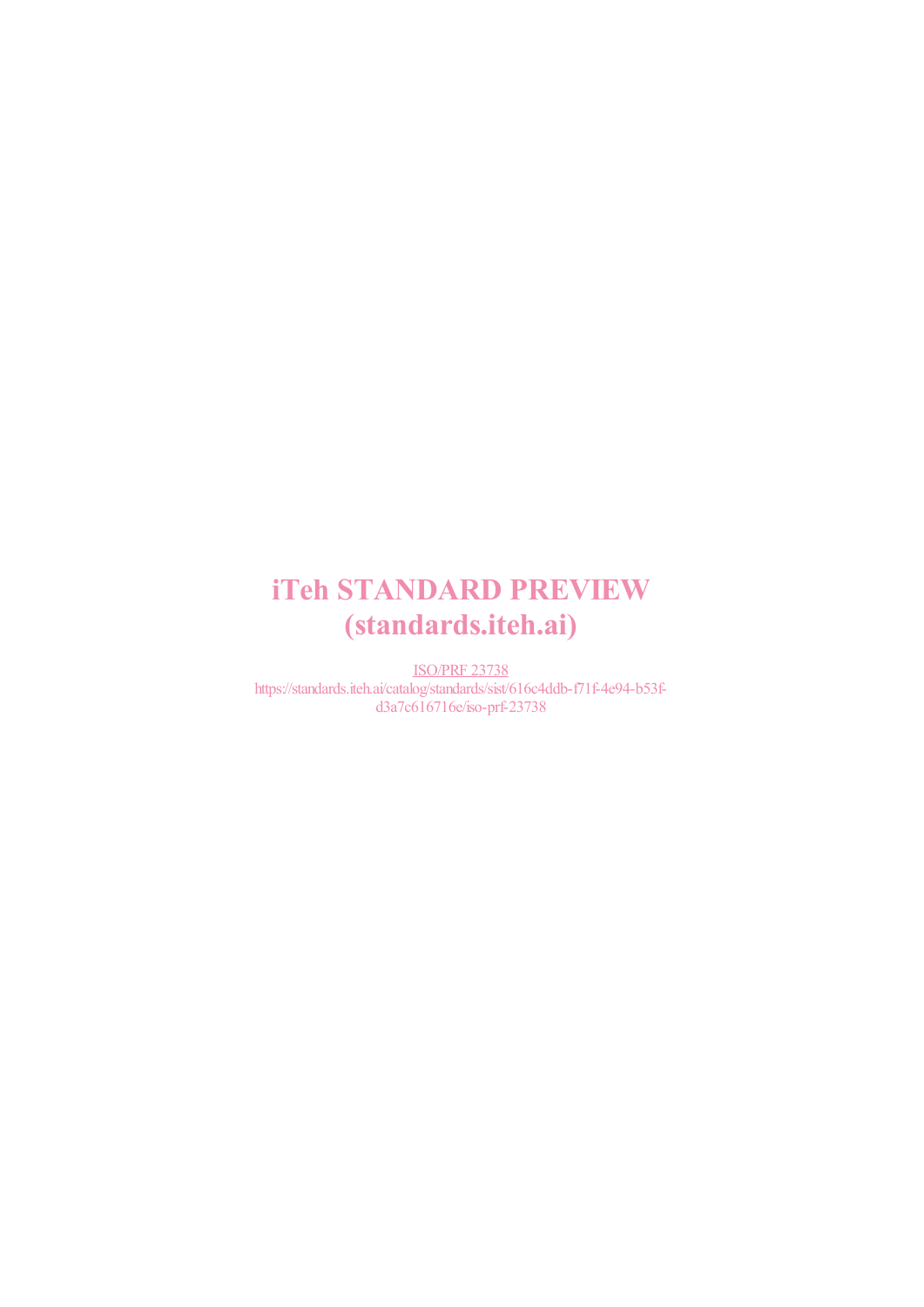iTeh STANDARD PREVIEW
(standards.iteh.ai)

ISO/PRF 23738
https://standards.iteh.ai/catalog/standards/sist/616c4ddb-f71f-4e94-b53f-d3a7c616716e/iso-prf-23738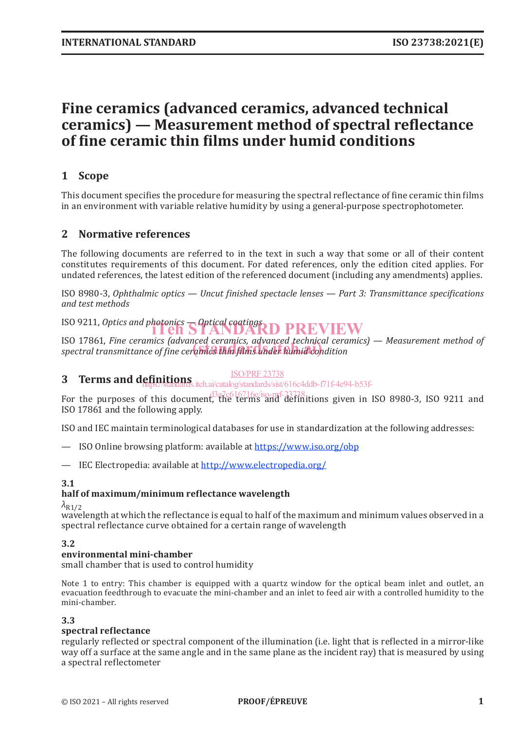# Fine ceramics (advanced ceramics, advanced technical ceramics) — Measurement method of spectral reflectance of fine ceramic thin films under humid conditions

## 1 Scope

This document specifies the procedure for measuring the spectral reflectance of fine ceramic thin films in an environment with variable relative humidity by using a general-purpose spectrophotometer.

## 2 Normative references

The following documents are referred to in the text in such a way that some or all of their content constitutes requirements of this document. For dated references, only the edition cited applies. For undated references, the latest edition of the referenced document (including any amendments) applies.

ISO 8980-3, *Ophthalmic optics — Uncut finished spectacle lenses — Part 3: Transmittance specifications and test methods*

ISO 9211, *Optics and photonics — Optical coatings*

ISO 17861, *Fine ceramics (advanced ceramics, advanced technical ceramics) — Measurement method of spectral transmittance of fine ceramic thin films under humid condition*

## 3 Terms and definitions

For the purposes of this document, the terms and definitions given in ISO 8980-3, ISO 9211 and ISO 17861 and the following apply.

ISO and IEC maintain terminological databases for use in standardization at the following addresses:

— ISO Online browsing platform: available at https://www.iso.org/obp

— IEC Electropedia: available at http://www.electropedia.org/

### 3.1
**half of maximum/minimum reflectance wavelength**

$\lambda_{R1/2}$

wavelength at which the reflectance is equal to half of the maximum and minimum values observed in a spectral reflectance curve obtained for a certain range of wavelength

### 3.2
**environmental mini-chamber**

small chamber that is used to control humidity

Note 1 to entry: This chamber is equipped with a quartz window for the optical beam inlet and outlet, an evacuation feedthrough to evacuate the mini-chamber and an inlet to feed air with a controlled humidity to the mini-chamber.

### 3.3
**spectral reflectance**

regularly reflected or spectral component of the illumination (i.e. light that is reflected in a mirror-like way off a surface at the same angle and in the same plane as the incident ray) that is measured by using a spectral reflectometer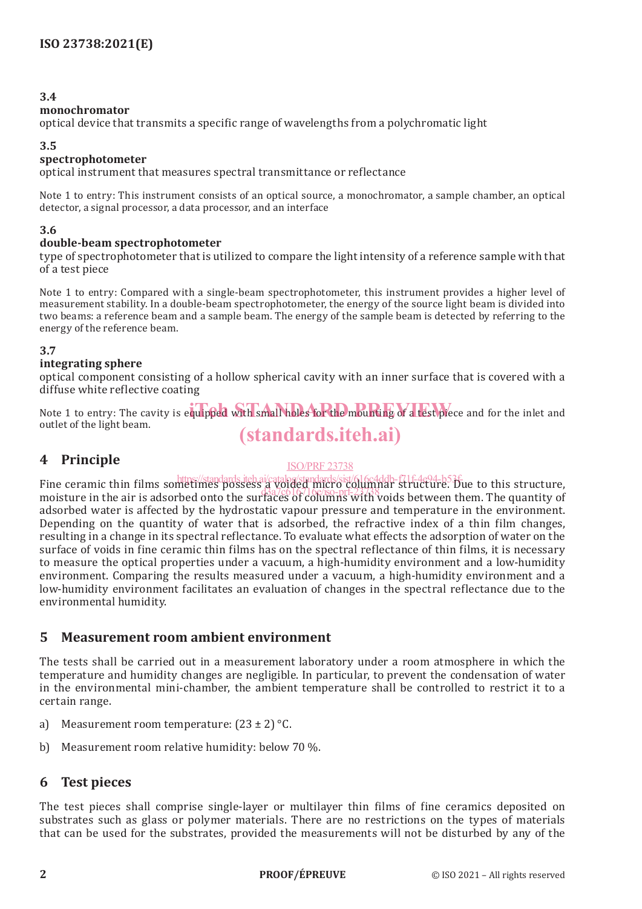**3.4**

**monochromator**

optical device that transmits a specific range of wavelengths from a polychromatic light

**3.5**

**spectrophotometer**

optical instrument that measures spectral transmittance or reflectance

Note 1 to entry: This instrument consists of an optical source, a monochromator, a sample chamber, an optical detector, a signal processor, a data processor, and an interface

**3.6**

**double-beam spectrophotometer**

type of spectrophotometer that is utilized to compare the light intensity of a reference sample with that of a test piece

Note 1 to entry: Compared with a single-beam spectrophotometer, this instrument provides a higher level of measurement stability. In a double-beam spectrophotometer, the energy of the source light beam is divided into two beams: a reference beam and a sample beam. The energy of the sample beam is detected by referring to the energy of the reference beam.

**3.7**

**integrating sphere**

optical component consisting of a hollow spherical cavity with an inner surface that is covered with a diffuse white reflective coating

Note 1 to entry: The cavity is equipped with small holes for the mounting of a test piece and for the inlet and outlet of the light beam.

## 4 Principle

Fine ceramic thin films sometimes possess a voided micro columnar structure. Due to this structure, moisture in the air is adsorbed onto the surfaces of columns with voids between them. The quantity of adsorbed water is affected by the hydrostatic vapour pressure and temperature in the environment. Depending on the quantity of water that is adsorbed, the refractive index of a thin film changes, resulting in a change in its spectral reflectance. To evaluate what effects the adsorption of water on the surface of voids in fine ceramic thin films has on the spectral reflectance of thin films, it is necessary to measure the optical properties under a vacuum, a high-humidity environment and a low-humidity environment. Comparing the results measured under a vacuum, a high-humidity environment and a low-humidity environment facilitates an evaluation of changes in the spectral reflectance due to the environmental humidity.

## 5 Measurement room ambient environment

The tests shall be carried out in a measurement laboratory under a room atmosphere in which the temperature and humidity changes are negligible. In particular, to prevent the condensation of water in the environmental mini-chamber, the ambient temperature shall be controlled to restrict it to a certain range.

a) Measurement room temperature: (23 ± 2) °C.

b) Measurement room relative humidity: below 70 %.

## 6 Test pieces

The test pieces shall comprise single-layer or multilayer thin films of fine ceramics deposited on substrates such as glass or polymer materials. There are no restrictions on the types of materials that can be used for the substrates, provided the measurements will not be disturbed by any of the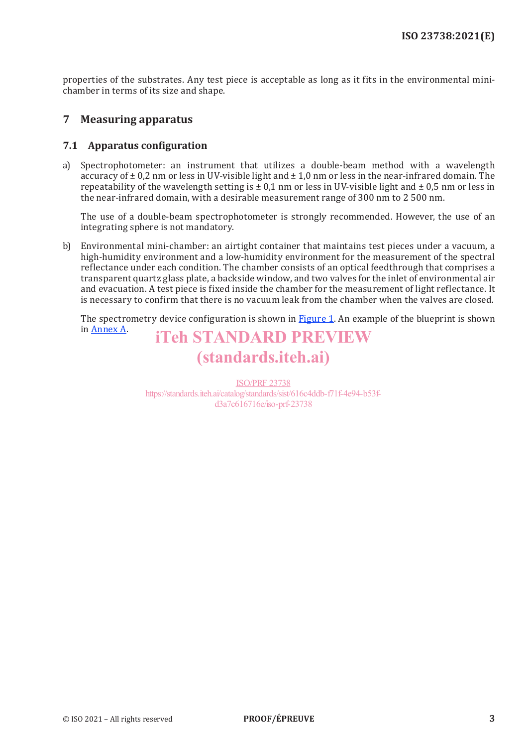properties of the substrates. Any test piece is acceptable as long as it fits in the environmental mini-chamber in terms of its size and shape.

## 7 Measuring apparatus

### 7.1 Apparatus configuration

a) Spectrophotometer: an instrument that utilizes a double-beam method with a wavelength accuracy of ± 0,2 nm or less in UV-visible light and ± 1,0 nm or less in the near-infrared domain. The repeatability of the wavelength setting is ± 0,1 nm or less in UV-visible light and ± 0,5 nm or less in the near-infrared domain, with a desirable measurement range of 300 nm to 2 500 nm.

   The use of a double-beam spectrophotometer is strongly recommended. However, the use of an integrating sphere is not mandatory.

b) Environmental mini-chamber: an airtight container that maintains test pieces under a vacuum, a high-humidity environment and a low-humidity environment for the measurement of the spectral reflectance under each condition. The chamber consists of an optical feedthrough that comprises a transparent quartz glass plate, a backside window, and two valves for the inlet of environmental air and evacuation. A test piece is fixed inside the chamber for the measurement of light reflectance. It is necessary to confirm that there is no vacuum leak from the chamber when the valves are closed.

   The spectrometry device configuration is shown in Figure 1. An example of the blueprint is shown in Annex A.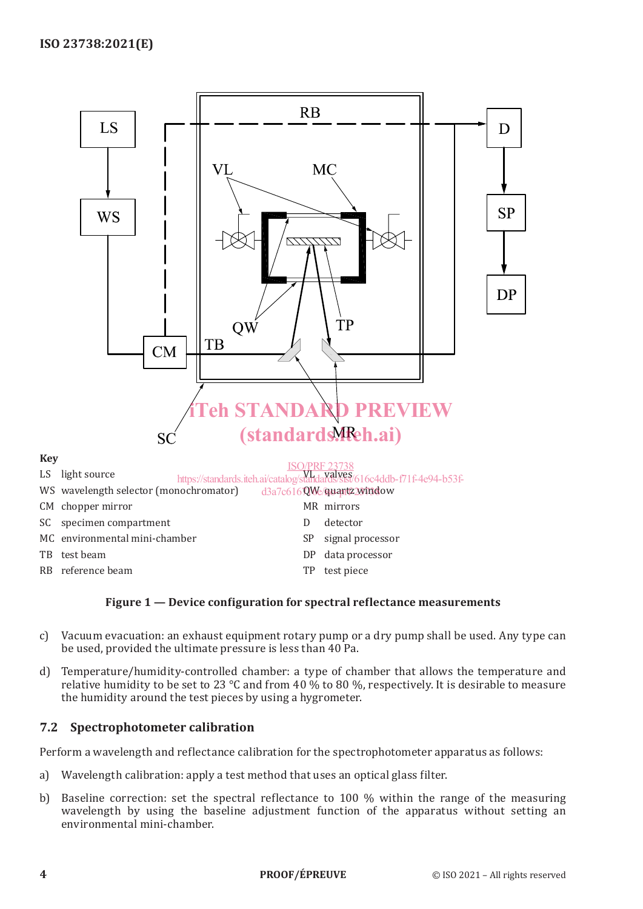**Key**

LS light source

WS wavelength selector (monochromator)

CM chopper mirror

SC specimen compartment

MC environmental mini-chamber

TB test beam

RB reference beam

VL valves

QW quartz window

MR mirrors

D detector

SP signal processor

DP data processor

TP test piece

**Figure 1 — Device configuration for spectral reflectance measurements**

c) Vacuum evacuation: an exhaust equipment rotary pump or a dry pump shall be used. Any type can be used, provided the ultimate pressure is less than 40 Pa.

d) Temperature/humidity-controlled chamber: a type of chamber that allows the temperature and relative humidity to be set to 23 °C and from 40 % to 80 %, respectively. It is desirable to measure the humidity around the test pieces by using a hygrometer.

## 7.2 Spectrophotometer calibration

Perform a wavelength and reflectance calibration for the spectrophotometer apparatus as follows:

a) Wavelength calibration: apply a test method that uses an optical glass filter.

b) Baseline correction: set the spectral reflectance to 100 % within the range of the measuring wavelength by using the baseline adjustment function of the apparatus without setting an environmental mini-chamber.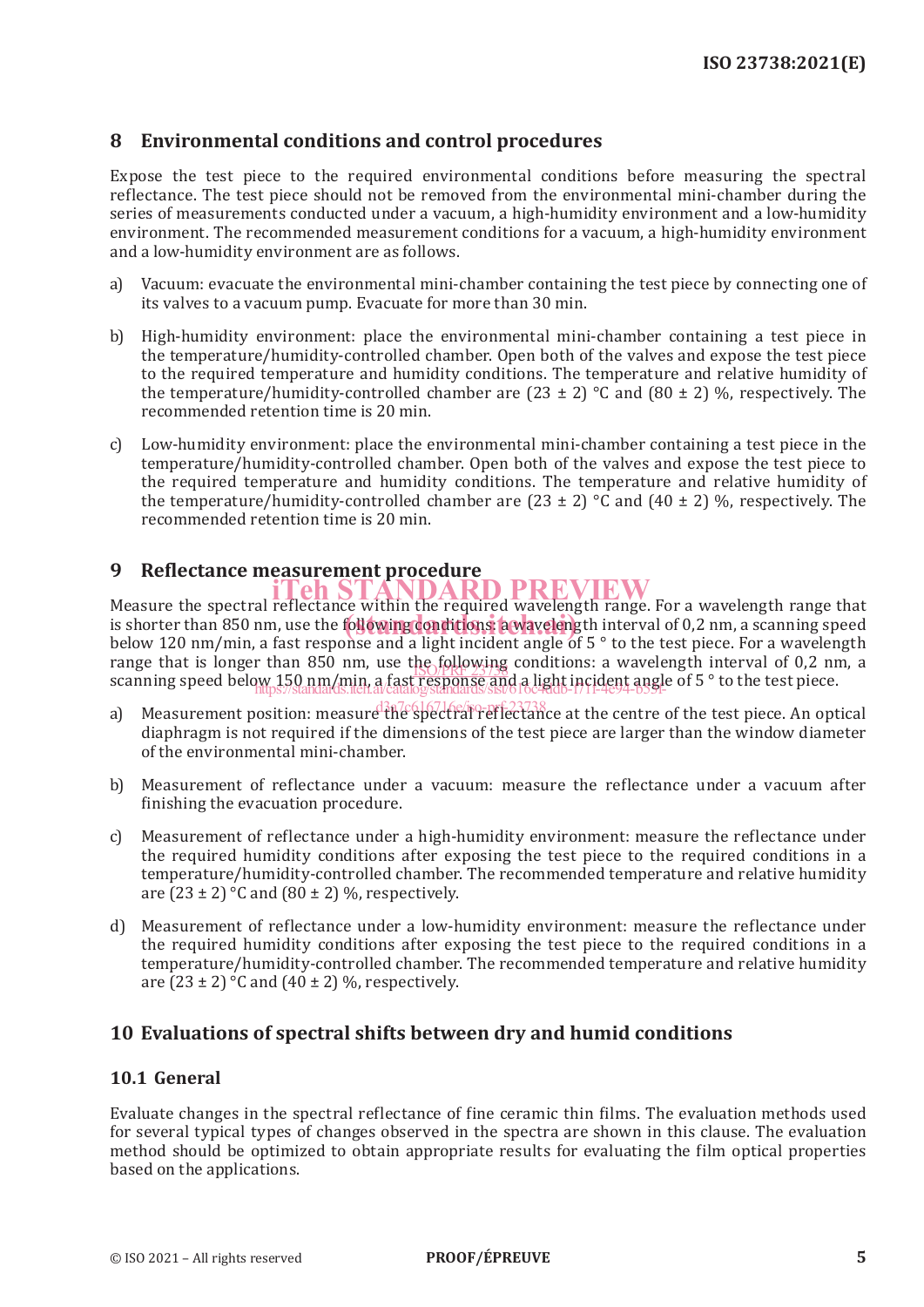## 8 Environmental conditions and control procedures

Expose the test piece to the required environmental conditions before measuring the spectral reflectance. The test piece should not be removed from the environmental mini-chamber during the series of measurements conducted under a vacuum, a high-humidity environment and a low-humidity environment. The recommended measurement conditions for a vacuum, a high-humidity environment and a low-humidity environment are as follows.

a) Vacuum: evacuate the environmental mini-chamber containing the test piece by connecting one of its valves to a vacuum pump. Evacuate for more than 30 min.

b) High-humidity environment: place the environmental mini-chamber containing a test piece in the temperature/humidity-controlled chamber. Open both of the valves and expose the test piece to the required temperature and humidity conditions. The temperature and relative humidity of the temperature/humidity-controlled chamber are (23 ± 2) °C and (80 ± 2) %, respectively. The recommended retention time is 20 min.

c) Low-humidity environment: place the environmental mini-chamber containing a test piece in the temperature/humidity-controlled chamber. Open both of the valves and expose the test piece to the required temperature and humidity conditions. The temperature and relative humidity of the temperature/humidity-controlled chamber are (23 ± 2) °C and (40 ± 2) %, respectively. The recommended retention time is 20 min.

## 9 Reflectance measurement procedure

Measure the spectral reflectance within the required wavelength range. For a wavelength range that is shorter than 850 nm, use the following conditions: a wavelength interval of 0,2 nm, a scanning speed below 120 nm/min, a fast response and a light incident angle of 5 ° to the test piece. For a wavelength range that is longer than 850 nm, use the following conditions: a wavelength interval of 0,2 nm, a scanning speed below 150 nm/min, a fast response and a light incident angle of 5 ° to the test piece.

a) Measurement position: measure the spectral reflectance at the centre of the test piece. An optical diaphragm is not required if the dimensions of the test piece are larger than the window diameter of the environmental mini-chamber.

b) Measurement of reflectance under a vacuum: measure the reflectance under a vacuum after finishing the evacuation procedure.

c) Measurement of reflectance under a high-humidity environment: measure the reflectance under the required humidity conditions after exposing the test piece to the required conditions in a temperature/humidity-controlled chamber. The recommended temperature and relative humidity are (23 ± 2) °C and (80 ± 2) %, respectively.

d) Measurement of reflectance under a low-humidity environment: measure the reflectance under the required humidity conditions after exposing the test piece to the required conditions in a temperature/humidity-controlled chamber. The recommended temperature and relative humidity are (23 ± 2) °C and (40 ± 2) %, respectively.

## 10 Evaluations of spectral shifts between dry and humid conditions

### 10.1 General

Evaluate changes in the spectral reflectance of fine ceramic thin films. The evaluation methods used for several typical types of changes observed in the spectra are shown in this clause. The evaluation method should be optimized to obtain appropriate results for evaluating the film optical properties based on the applications.